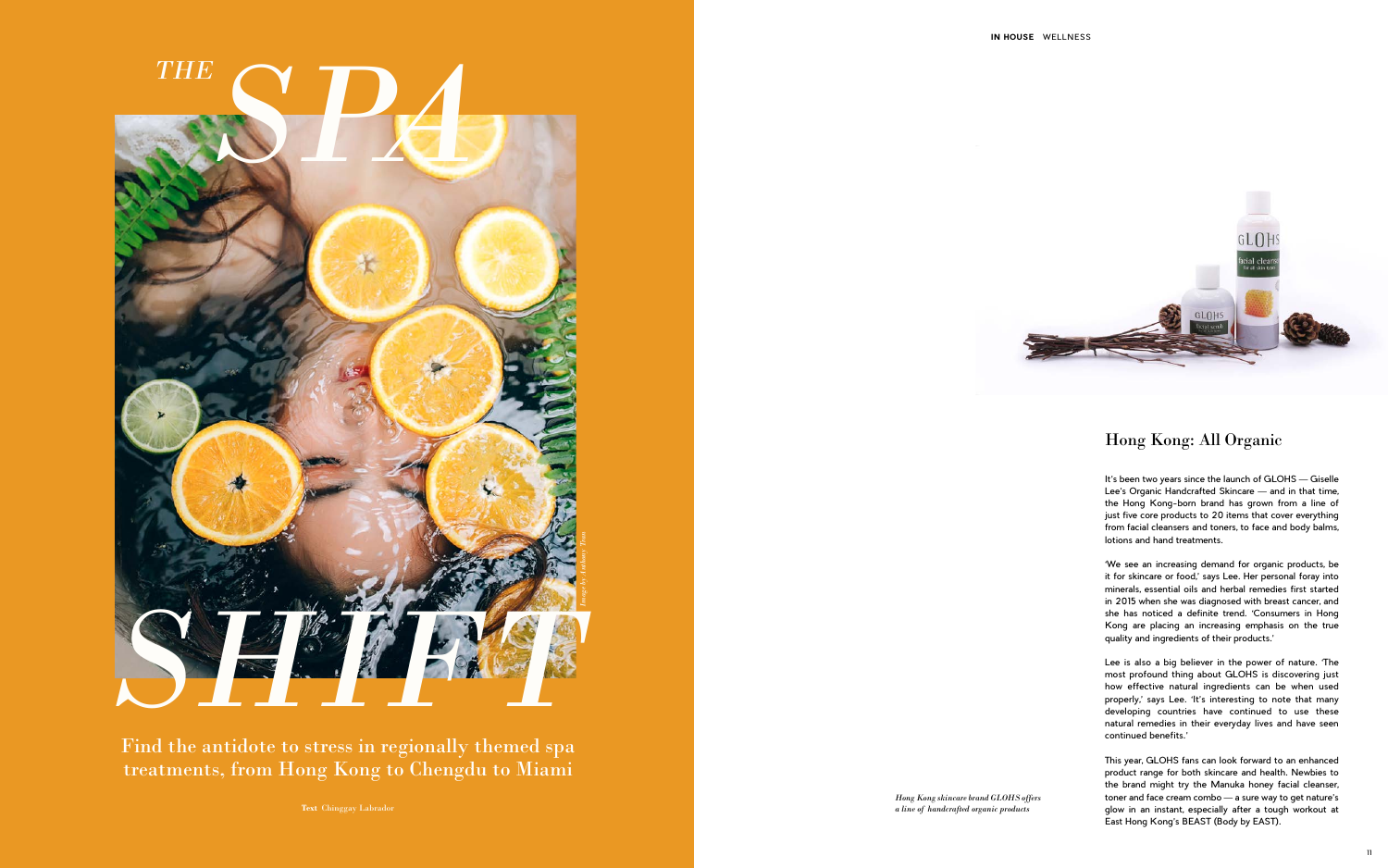# THE SPA SHIFT

Find the antidote to stress in regionally themed spa treatments, from Hong Kong to Chengdu to Miami

**Text** Chinggay Labrador

*Image by Anthony Tran*

## Hong Kong: All Organic

It's been two years since the launch of GLOHS — Giselle Lee's Organic Handcrafted Skincare — and in that time, the Hong Kong-born brand has grown from a line of just five core products to 20 items that cover everything from facial cleansers and toners, to face and body balms, lotions and hand treatments.

'We see an increasing demand for organic products, be it for skincare or food,' says Lee. Her personal foray into minerals, essential oils and herbal remedies first started in 2015 when she was diagnosed with breast cancer, and she has noticed a definite trend. 'Consumers in Hong Kong are placing an increasing emphasis on the true quality and ingredients of their products.'

Lee is also a big believer in the power of nature. 'The most profound thing about GLOHS is discovering just how effective natural ingredients can be when used properly,' says Lee. 'It's interesting to note that many developing countries have continued to use these natural remedies in their everyday lives and have seen continued benefits.'

This year, GLOHS fans can look forward to an enhanced product range for both skincare and health. Newbies to the brand might try the Manuka honey facial cleanser, toner and face cream combo — a sure way to get nature's glow in an instant, especially after a tough workout at East Hong Kong's BEAST (Body by EAST).

*Hong Kong skincare brand GLOHS offers a line of handcrafted organic products*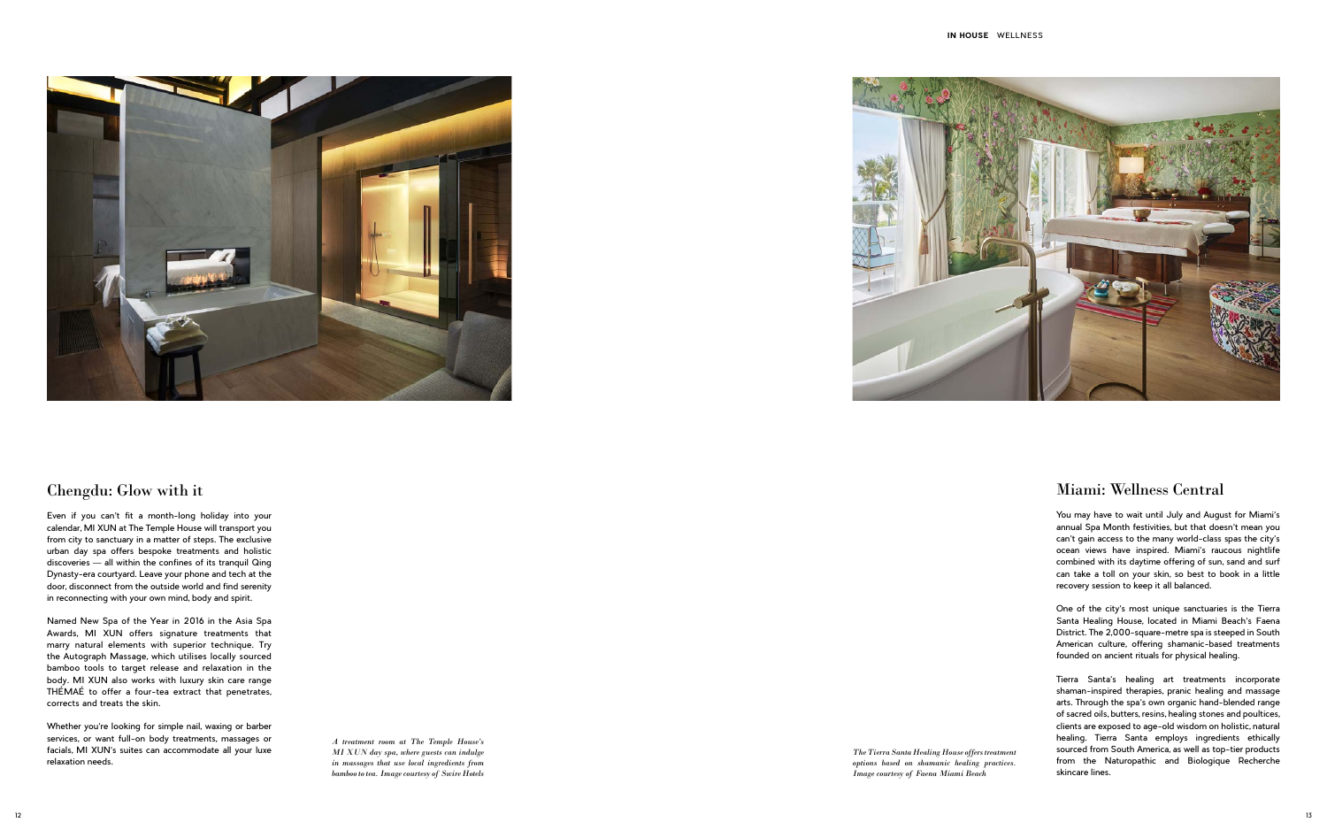## Chengdu: Glow with it

Even if you can't fit a month-long holiday into your calendar, MI XUN at The Temple House will transport you from city to sanctuary in a matter of steps. The exclusive urban day spa offers bespoke treatments and holistic discoveries — all within the confines of its tranquil Qing Dynasty-era courtyard. Leave your phone and tech at the door, disconnect from the outside world and find serenity in reconnecting with your own mind, body and spirit.

Named New Spa of the Year in 2016 in the Asia Spa Awards, MI XUN offers signature treatments that marry natural elements with superior technique. Try the Autograph Massage, which utilises locally sourced bamboo tools to target release and relaxation in the body. MI XUN also works with luxury skin care range THÉMAÉ to offer a four-tea extract that penetrates, corrects and treats the skin.

Whether you're looking for simple nail, waxing or barber services, or want full-on body treatments, massages or facials, MI XUN's suites can accommodate all your luxe relaxation needs.

*A treatment room at The Temple House's MI XUN day spa, where guests can indulge in massages that use local ingredients from bamboo to tea. Image courtesy of Swire Hotels*

*The Tierra Santa Healing House offers treatment options based on shamanic healing practices. Image courtesy of Faena Miami Beach*

## Miami: Wellness Central

You may have to wait until July and August for Miami's annual Spa Month festivities, but that doesn't mean you can't gain access to the many world-class spas the city's ocean views have inspired. Miami's raucous nightlife combined with its daytime offering of sun, sand and surf can take a toll on your skin, so best to book in a little recovery session to keep it all balanced.

One of the city's most unique sanctuaries is the Tierra Santa Healing House, located in Miami Beach's Faena District. The 2,000-square-metre spa is steeped in South American culture, offering shamanic-based treatments founded on ancient rituals for physical healing.

Tierra Santa's healing art treatments incorporate shaman-inspired therapies, pranic healing and massage arts. Through the spa's own organic hand-blended range of sacred oils, butters, resins, healing stones and poultices, clients are exposed to age-old wisdom on holistic, natural healing. Tierra Santa employs ingredients ethically sourced from South America, as well as top-tier products from the Naturopathic and Biologique Recherche skincare lines.